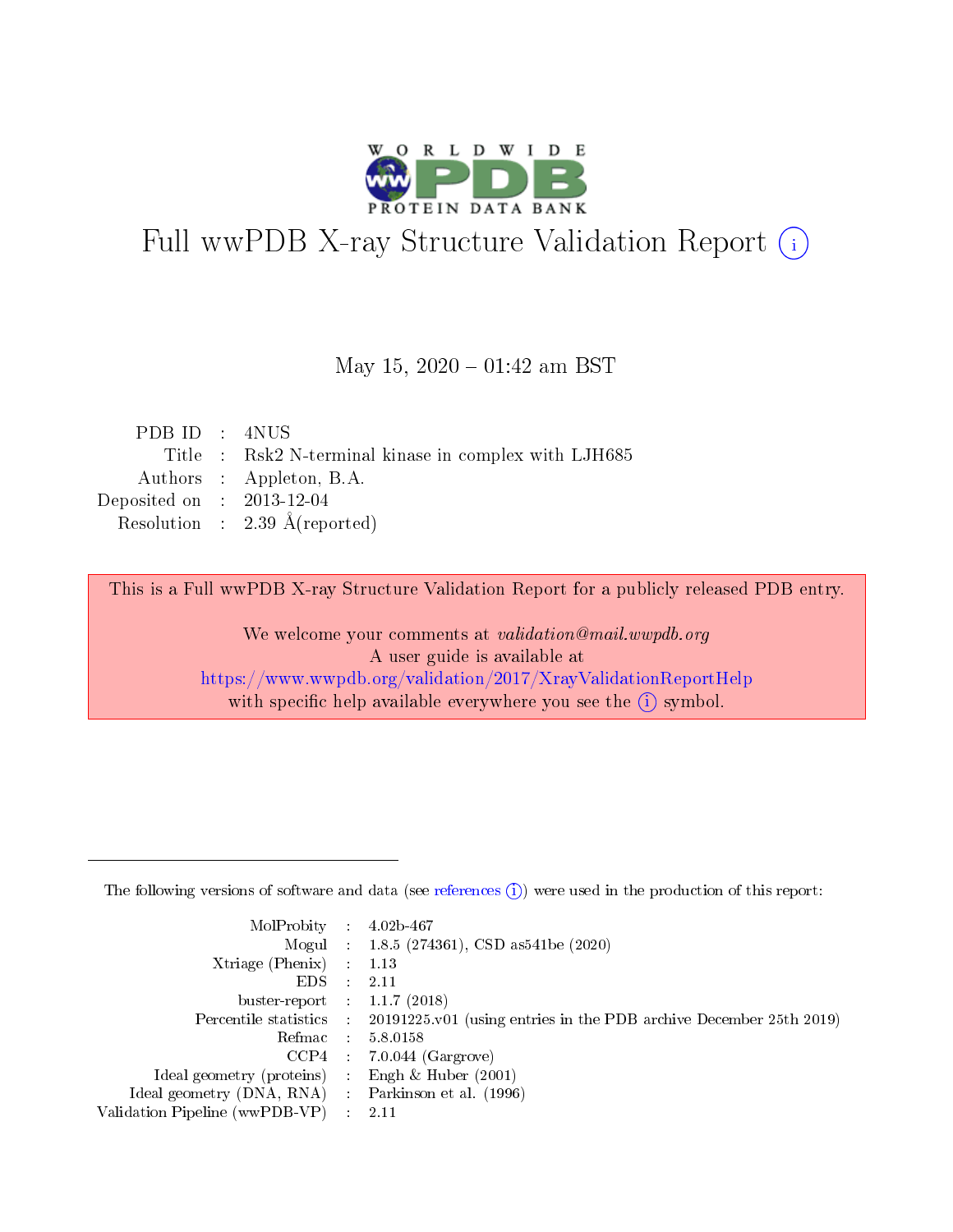# Full wwPDB X-ray Structure Validation Report (i)

May 15, 2020 – 01:42 am BST

| | | |
|---|---|---|
| PDB ID | : | 4NUS |
| Title | : | Rsk2 N-terminal kinase in complex with LJH685 |
| Authors | : | Appleton, B.A. |
| Deposited on | : | 2013-12-04 |
| Resolution | : | 2.39 Å(reported) |

This is a Full wwPDB X-ray Structure Validation Report for a publicly released PDB entry.

We welcome your comments at *validation@mail.wwpdb.org*
A user guide is available at
https://www.wwpdb.org/validation/2017/XrayValidationReportHelp
with specific help available everywhere you see the (i) symbol.

---

The following versions of software and data (see references (i)) were used in the production of this report:

| | | |
|---|---|---|
| MolProbity | : | 4.02b-467 |
| Mogul | : | 1.8.5 (274361), CSD as541be (2020) |
| Xtriage (Phenix) | : | 1.13 |
| EDS | : | 2.11 |
| buster-report | : | 1.1.7 (2018) |
| Percentile statistics | : | 20191225.v01 (using entries in the PDB archive December 25th 2019) |
| Refmac | : | 5.8.0158 |
| CCP4 | : | 7.0.044 (Gargrove) |
| Ideal geometry (proteins) | : | Engh & Huber (2001) |
| Ideal geometry (DNA, RNA) | : | Parkinson et al. (1996) |
| Validation Pipeline (wwPDB-VP) | : | 2.11 |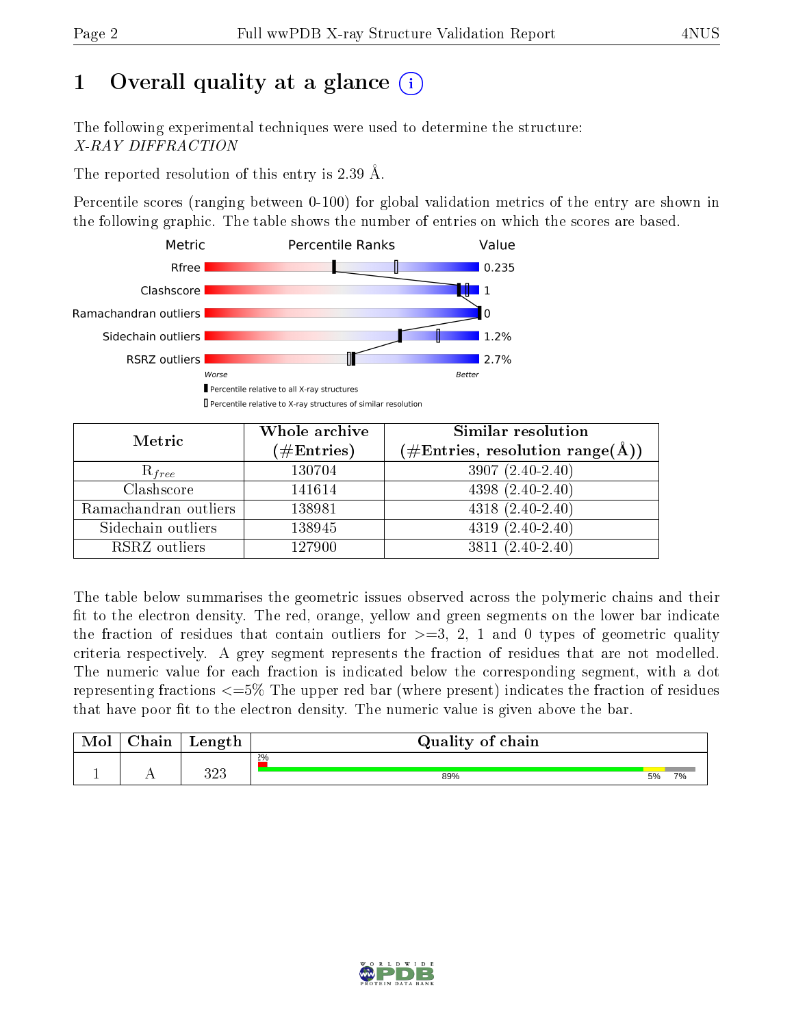# 1 Overall quality at a glance (i)

The following experimental techniques were used to determine the structure:
*X-RAY DIFFRACTION*

The reported resolution of this entry is 2.39 Å.

Percentile scores (ranging between 0-100) for global validation metrics of the entry are shown in the following graphic. The table shows the number of entries on which the scores are based.

| Metric | Value |
|---|---|
| Rfree | 0.235 |
| Clashscore | 1 |
| Ramachandran outliers | 0 |
| Sidechain outliers | 1.2% |
| RSRZ outliers | 2.7% |

Worse — Better

▮ Percentile relative to all X-ray structures
▯ Percentile relative to X-ray structures of similar resolution

| Metric | Whole archive (#Entries) | Similar resolution (#Entries, resolution range(Å)) |
|---|---|---|
| $R_{free}$ | 130704 | 3907 (2.40-2.40) |
| Clashscore | 141614 | 4398 (2.40-2.40) |
| Ramachandran outliers | 138981 | 4318 (2.40-2.40) |
| Sidechain outliers | 138945 | 4319 (2.40-2.40) |
| RSRZ outliers | 127900 | 3811 (2.40-2.40) |

The table below summarises the geometric issues observed across the polymeric chains and their fit to the electron density. The red, orange, yellow and green segments on the lower bar indicate the fraction of residues that contain outliers for >=3, 2, 1 and 0 types of geometric quality criteria respectively. A grey segment represents the fraction of residues that are not modelled. The numeric value for each fraction is indicated below the corresponding segment, with a dot representing fractions <=5% The upper red bar (where present) indicates the fraction of residues that have poor fit to the electron density. The numeric value is given above the bar.

| Mol | Chain | Length | Quality of chain |
|---|---|---|---|
| 1 | A | 323 | 2%; 89%, 5%, 7% |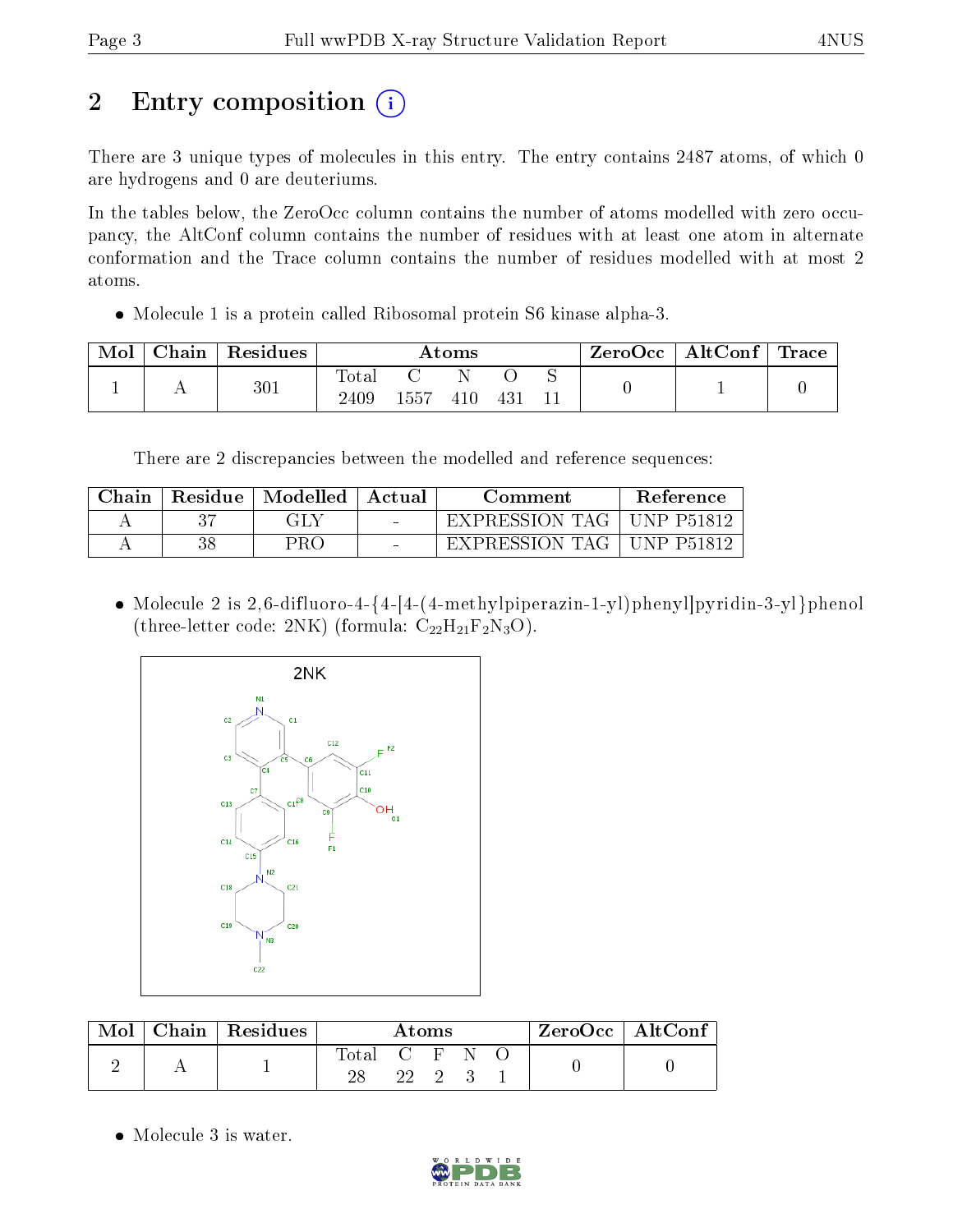# 2 Entry composition (i)

There are 3 unique types of molecules in this entry. The entry contains 2487 atoms, of which 0 are hydrogens and 0 are deuteriums.

In the tables below, the ZeroOcc column contains the number of atoms modelled with zero occupancy, the AltConf column contains the number of residues with at least one atom in alternate conformation and the Trace column contains the number of residues modelled with at most 2 atoms.

- Molecule 1 is a protein called Ribosomal protein S6 kinase alpha-3.

| Mol | Chain | Residues | Atoms | | | | | ZeroOcc | AltConf | Trace |
|---|---|---|---|---|---|---|---|---|---|---|
| | | | Total | C | N | O | S | | | |
| 1 | A | 301 | 2409 | 1557 | 410 | 431 | 11 | 0 | 1 | 0 |

There are 2 discrepancies between the modelled and reference sequences:

| Chain | Residue | Modelled | Actual | Comment | Reference |
|---|---|---|---|---|---|
| A | 37 | GLY | - | EXPRESSION TAG | UNP P51812 |
| A | 38 | PRO | - | EXPRESSION TAG | UNP P51812 |

- Molecule 2 is 2,6-difluoro-4-{4-[4-(4-methylpiperazin-1-yl)phenyl]pyridin-3-yl}phenol (three-letter code: 2NK) (formula: $C_{22}H_{21}F_2N_3O$).

| Mol | Chain | Residues | Atoms | | | | | ZeroOcc | AltConf |
|---|---|---|---|---|---|---|---|---|---|
| | | | Total | C | F | N | O | | |
| 2 | A | 1 | 28 | 22 | 2 | 3 | 1 | 0 | 0 |

- Molecule 3 is water.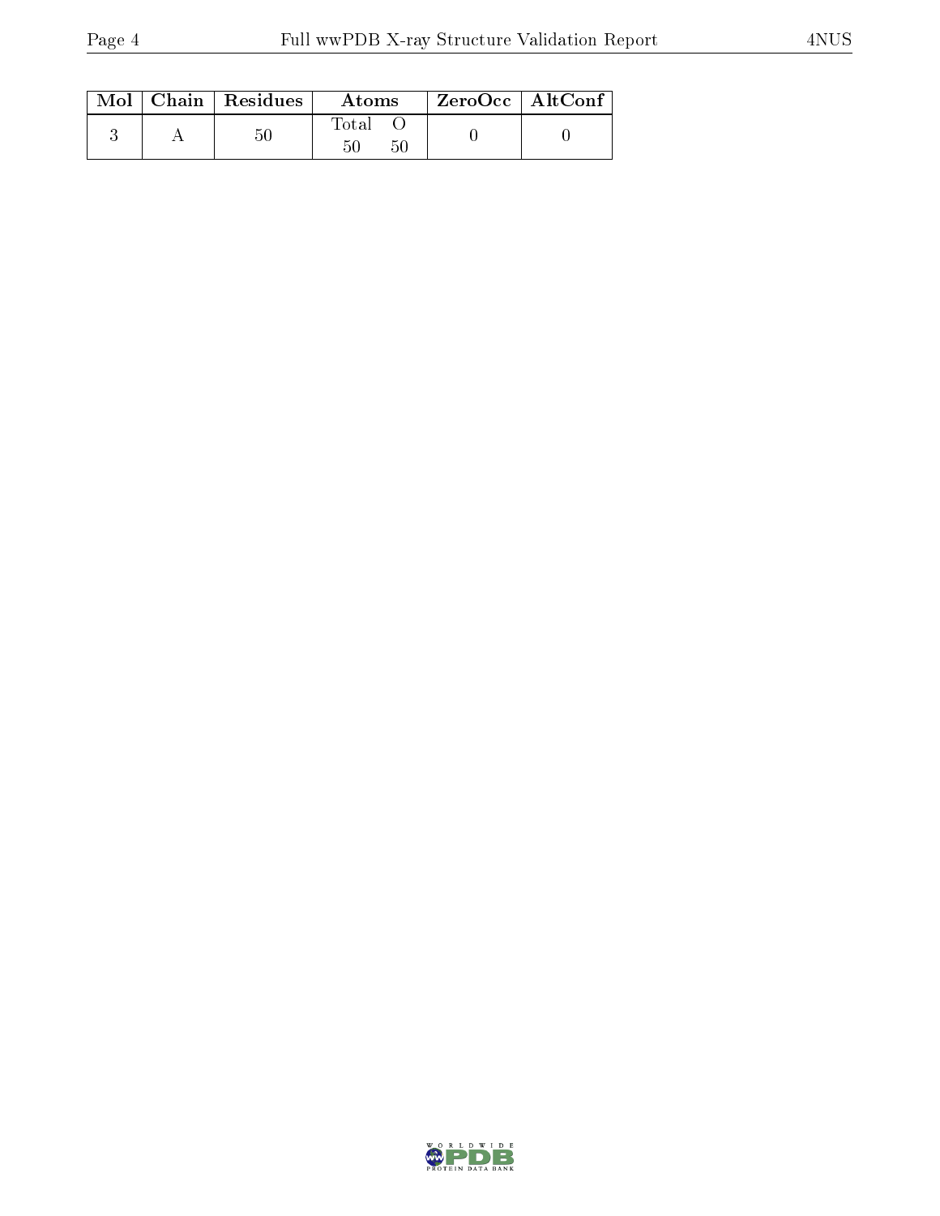| Mol | Chain | Residues | Atoms | | ZeroOcc | AltConf |
|---|---|---|---|---|---|---|
| | | | Total | O | | |
| 3 | A | 50 | 50 | 50 | 0 | 0 |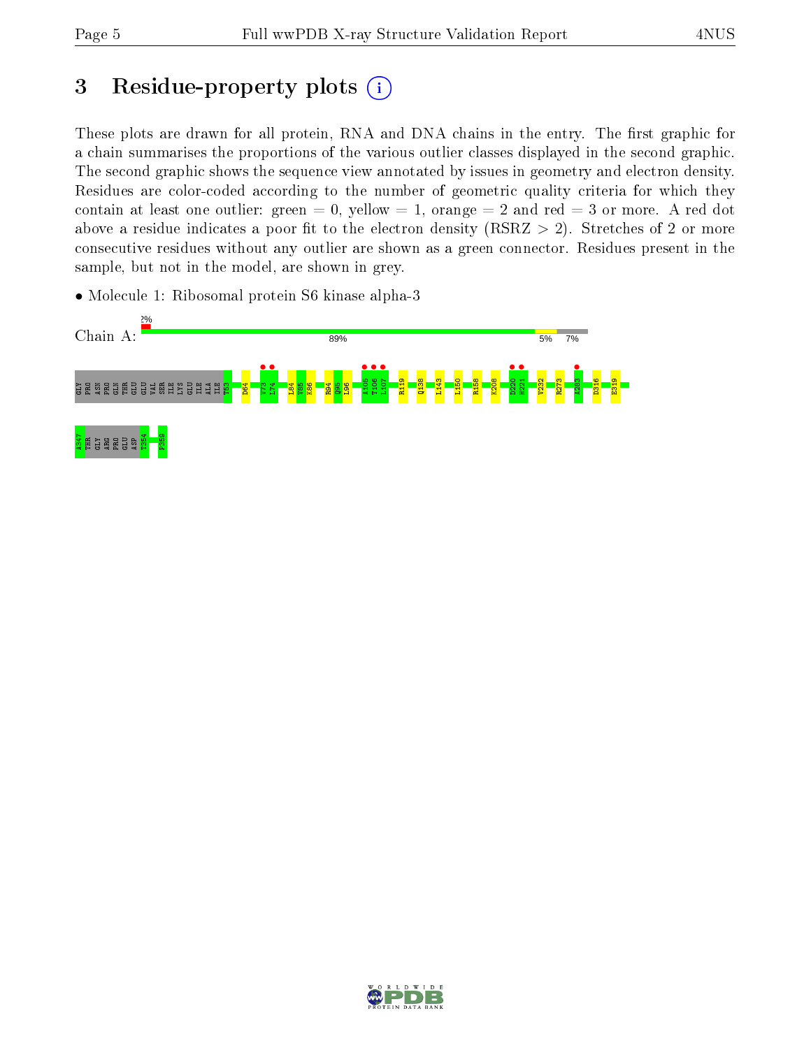# 3 Residue-property plots

These plots are drawn for all protein, RNA and DNA chains in the entry. The first graphic for a chain summarises the proportions of the various outlier classes displayed in the second graphic. The second graphic shows the sequence view annotated by issues in geometry and electron density. Residues are color-coded according to the number of geometric quality criteria for which they contain at least one outlier: green = 0, yellow = 1, orange = 2 and red = 3 or more. A red dot above a residue indicates a poor fit to the electron density (RSRZ > 2). Stretches of 2 or more consecutive residues without any outlier are shown as a green connector. Residues present in the sample, but not in the model, are shown in grey.

- Molecule 1: Ribosomal protein S6 kinase alpha-3

Chain A: 2% | 89% | 5% | 7%

GLY PRO ASN PRO GLN THR GLU GLU VAL SER ILE LYS GLU ILE ALA ILE T53 D64 V73 L74 L84 V85 K86 R94 Q95 L96 A105 T106 L107 R119 Q138 L143 L150 R158 K208 D220 H221 V232 R273 A283 D316 E319

A347 THR GLY ARG PRO GLU ASP T354 F359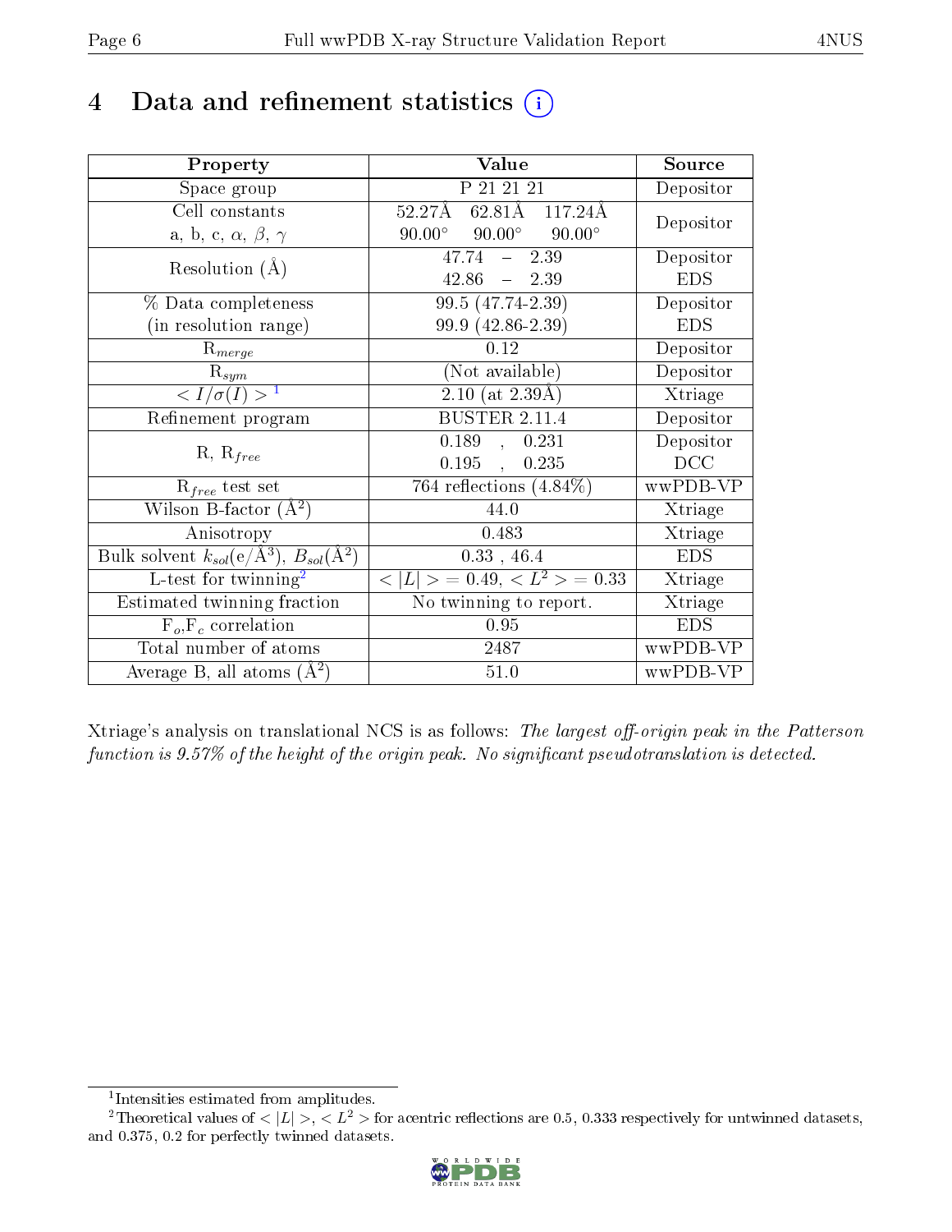# 4 Data and refinement statistics

| Property | Value | Source |
|---|---|---|
| Space group | P 21 21 21 | Depositor |
| Cell constants<br>a, b, c, $\alpha$, $\beta$, $\gamma$ | 52.27Å 62.81Å 117.24Å<br>90.00° 90.00° 90.00° | Depositor |
| Resolution (Å) | 47.74 – 2.39<br>42.86 – 2.39 | Depositor<br>EDS |
| % Data completeness<br>(in resolution range) | 99.5 (47.74-2.39)<br>99.9 (42.86-2.39) | Depositor<br>EDS |
| $R_{merge}$ | 0.12 | Depositor |
| $R_{sym}$ | (Not available) | Depositor |
| $< I/\sigma(I) >$ [1] | 2.10 (at 2.39Å) | Xtriage |
| Refinement program | BUSTER 2.11.4 | Depositor |
| R, $R_{free}$ | 0.189 , 0.231<br>0.195 , 0.235 | Depositor<br>DCC |
| $R_{free}$ test set | 764 reflections (4.84%) | wwPDB-VP |
| Wilson B-factor (Å$^2$) | 44.0 | Xtriage |
| Anisotropy | 0.483 | Xtriage |
| Bulk solvent $k_{sol}$(e/Å$^3$), $B_{sol}$(Å$^2$) | 0.33 , 46.4 | EDS |
| L-test for twinning[2] | $< \|L\| > = 0.49$, $< L^2 > = 0.33$ | Xtriage |
| Estimated twinning fraction | No twinning to report. | Xtriage |
| $F_o$,$F_c$ correlation | 0.95 | EDS |
| Total number of atoms | 2487 | wwPDB-VP |
| Average B, all atoms (Å$^2$) | 51.0 | wwPDB-VP |

Xtriage's analysis on translational NCS is as follows: *The largest off-origin peak in the Patterson function is 9.57% of the height of the origin peak. No significant pseudotranslation is detected.*

[1] Intensities estimated from amplitudes.

[2] Theoretical values of $< |L| >$, $< L^2 >$ for acentric reflections are 0.5, 0.333 respectively for untwinned datasets, and 0.375, 0.2 for perfectly twinned datasets.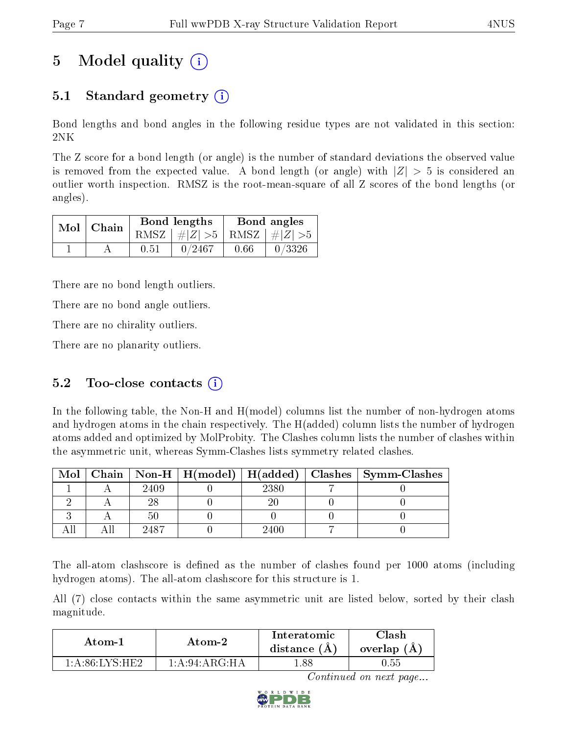# 5 Model quality (i)

## 5.1 Standard geometry (i)

Bond lengths and bond angles in the following residue types are not validated in this section: 2NK

The Z score for a bond length (or angle) is the number of standard deviations the observed value is removed from the expected value. A bond length (or angle) with $|Z| > 5$ is considered an outlier worth inspection. RMSZ is the root-mean-square of all Z scores of the bond lengths (or angles).

| Mol | Chain | Bond lengths | | Bond angles | |
|---|---|---|---|---|---|
| | | RMSZ | #$\|Z\|$ >5 | RMSZ | #$\|Z\|$ >5 |
| 1 | A | 0.51 | 0/2467 | 0.66 | 0/3326 |

There are no bond length outliers.

There are no bond angle outliers.

There are no chirality outliers.

There are no planarity outliers.

## 5.2 Too-close contacts (i)

In the following table, the Non-H and H(model) columns list the number of non-hydrogen atoms and hydrogen atoms in the chain respectively. The H(added) column lists the number of hydrogen atoms added and optimized by MolProbity. The Clashes column lists the number of clashes within the asymmetric unit, whereas Symm-Clashes lists symmetry related clashes.

| Mol | Chain | Non-H | H(model) | H(added) | Clashes | Symm-Clashes |
|---|---|---|---|---|---|---|
| 1 | A | 2409 | 0 | 2380 | 7 | 0 |
| 2 | A | 28 | 0 | 20 | 0 | 0 |
| 3 | A | 50 | 0 | 0 | 0 | 0 |
| All | All | 2487 | 0 | 2400 | 7 | 0 |

The all-atom clashscore is defined as the number of clashes found per 1000 atoms (including hydrogen atoms). The all-atom clashscore for this structure is 1.

All (7) close contacts within the same asymmetric unit are listed below, sorted by their clash magnitude.

| Atom-1 | Atom-2 | Interatomic distance (Å) | Clash overlap (Å) |
|---|---|---|---|
| 1:A:86:LYS:HE2 | 1:A:94:ARG:HA | 1.88 | 0.55 |

*Continued on next page...*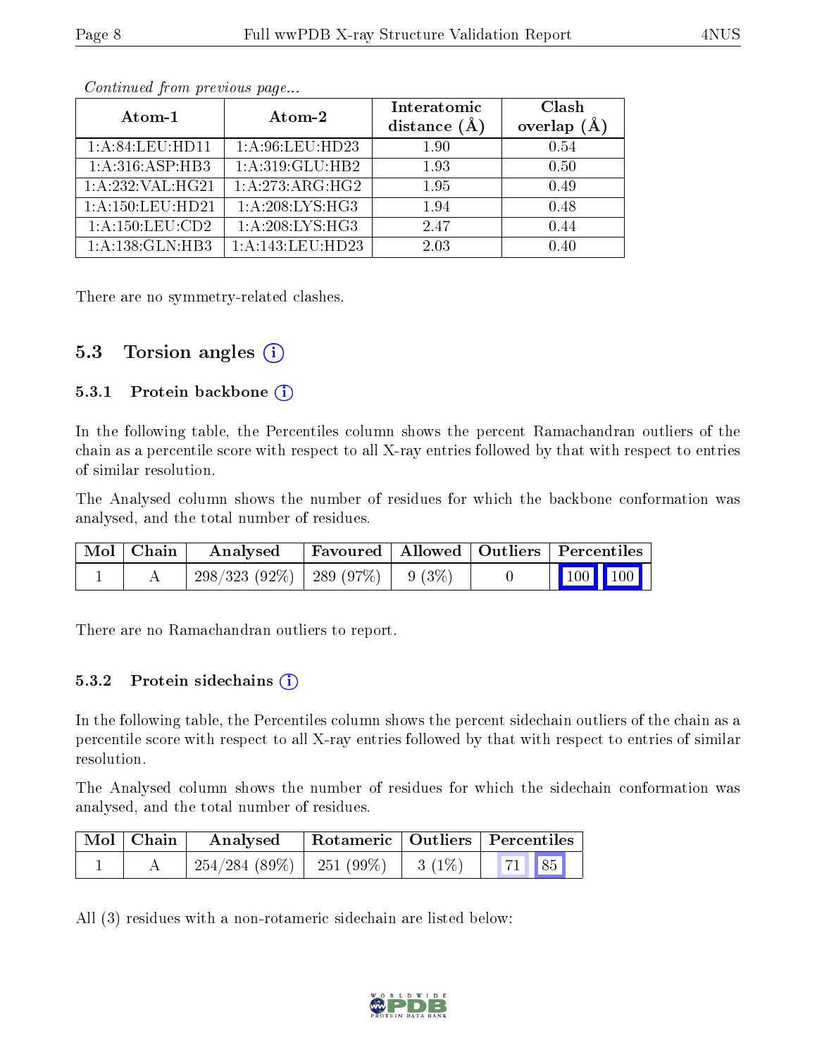*Continued from previous page...*

| Atom-1 | Atom-2 | Interatomic distance (Å) | Clash overlap (Å) |
|---|---|---|---|
| 1:A:84:LEU:HD11 | 1:A:96:LEU:HD23 | 1.90 | 0.54 |
| 1:A:316:ASP:HB3 | 1:A:319:GLU:HB2 | 1.93 | 0.50 |
| 1:A:232:VAL:HG21 | 1:A:273:ARG:HG2 | 1.95 | 0.49 |
| 1:A:150:LEU:HD21 | 1:A:208:LYS:HG3 | 1.94 | 0.48 |
| 1:A:150:LEU:CD2 | 1:A:208:LYS:HG3 | 2.47 | 0.44 |
| 1:A:138:GLN:HB3 | 1:A:143:LEU:HD23 | 2.03 | 0.40 |

There are no symmetry-related clashes.

## 5.3 Torsion angles

### 5.3.1 Protein backbone

In the following table, the Percentiles column shows the percent Ramachandran outliers of the chain as a percentile score with respect to all X-ray entries followed by that with respect to entries of similar resolution.

The Analysed column shows the number of residues for which the backbone conformation was analysed, and the total number of residues.

| Mol | Chain | Analysed | Favoured | Allowed | Outliers | Percentiles | |
|---|---|---|---|---|---|---|---|
| 1 | A | 298/323 (92%) | 289 (97%) | 9 (3%) | 0 | 100 | 100 |

There are no Ramachandran outliers to report.

### 5.3.2 Protein sidechains

In the following table, the Percentiles column shows the percent sidechain outliers of the chain as a percentile score with respect to all X-ray entries followed by that with respect to entries of similar resolution.

The Analysed column shows the number of residues for which the sidechain conformation was analysed, and the total number of residues.

| Mol | Chain | Analysed | Rotameric | Outliers | Percentiles | |
|---|---|---|---|---|---|---|
| 1 | A | 254/284 (89%) | 251 (99%) | 3 (1%) | 71 | 85 |

All (3) residues with a non-rotameric sidechain are listed below: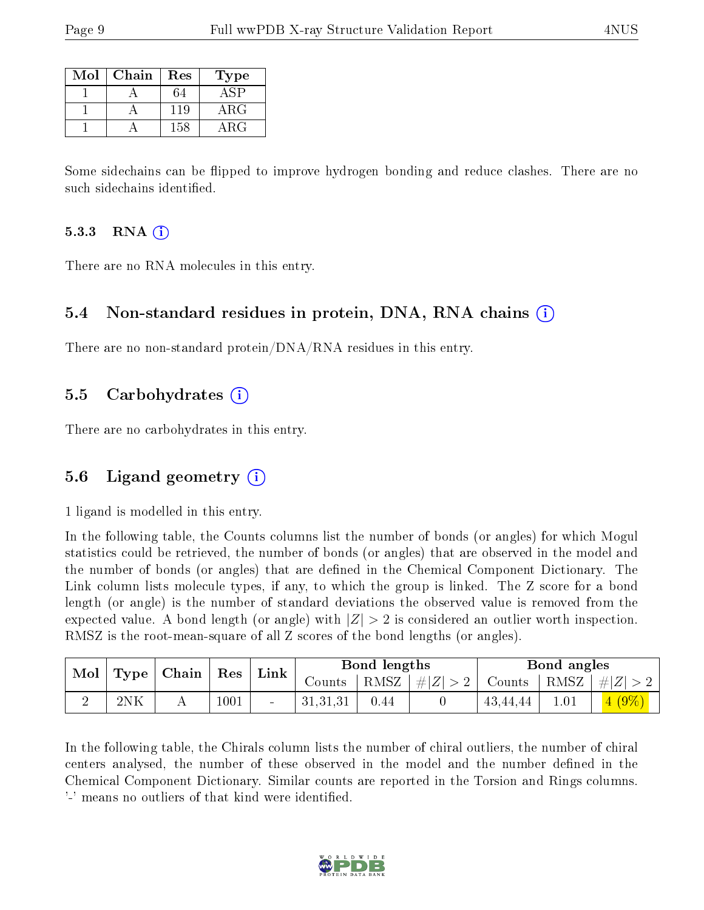| Mol | Chain | Res | Type |
|---|---|---|---|
| 1 | A | 64 | ASP |
| 1 | A | 119 | ARG |
| 1 | A | 158 | ARG |

Some sidechains can be flipped to improve hydrogen bonding and reduce clashes. There are no such sidechains identified.

### 5.3.3 RNA

There are no RNA molecules in this entry.

## 5.4 Non-standard residues in protein, DNA, RNA chains

There are no non-standard protein/DNA/RNA residues in this entry.

## 5.5 Carbohydrates

There are no carbohydrates in this entry.

## 5.6 Ligand geometry

1 ligand is modelled in this entry.

In the following table, the Counts columns list the number of bonds (or angles) for which Mogul statistics could be retrieved, the number of bonds (or angles) that are observed in the model and the number of bonds (or angles) that are defined in the Chemical Component Dictionary. The Link column lists molecule types, if any, to which the group is linked. The Z score for a bond length (or angle) is the number of standard deviations the observed value is removed from the expected value. A bond length (or angle) with $|Z| > 2$ is considered an outlier worth inspection. RMSZ is the root-mean-square of all Z scores of the bond lengths (or angles).

| Mol | Type | Chain | Res | Link | Bond lengths | | | Bond angles | | |
|---|---|---|---|---|---|---|---|---|---|---|
| | | | | | Counts | RMSZ | $\#\|Z\| > 2$ | Counts | RMSZ | $\#\|Z\| > 2$ |
| 2 | 2NK | A | 1001 | - | 31,31,31 | 0.44 | 0 | 43,44,44 | 1.01 | 4 (9%) |

In the following table, the Chirals column lists the number of chiral outliers, the number of chiral centers analysed, the number of these observed in the model and the number defined in the Chemical Component Dictionary. Similar counts are reported in the Torsion and Rings columns. '-' means no outliers of that kind were identified.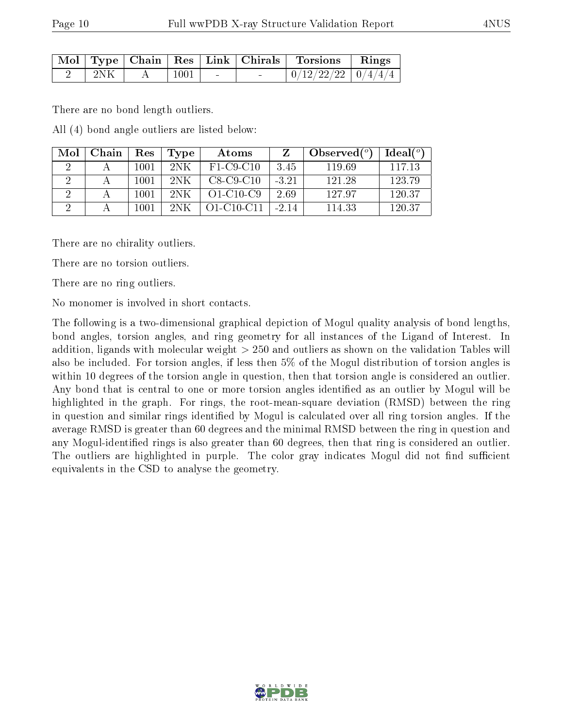| Mol | Type | Chain | Res | Link | Chirals | Torsions | Rings |
|---|---|---|---|---|---|---|---|
| 2 | 2NK | A | 1001 | - | - | 0/12/22/22 | 0/4/4/4 |

There are no bond length outliers.

All (4) bond angle outliers are listed below:

| Mol | Chain | Res | Type | Atoms | Z | Observed(°) | Ideal(°) |
|---|---|---|---|---|---|---|---|
| 2 | A | 1001 | 2NK | F1-C9-C10 | 3.45 | 119.69 | 117.13 |
| 2 | A | 1001 | 2NK | C8-C9-C10 | -3.21 | 121.28 | 123.79 |
| 2 | A | 1001 | 2NK | O1-C10-C9 | 2.69 | 127.97 | 120.37 |
| 2 | A | 1001 | 2NK | O1-C10-C11 | -2.14 | 114.33 | 120.37 |

There are no chirality outliers.

There are no torsion outliers.

There are no ring outliers.

No monomer is involved in short contacts.

The following is a two-dimensional graphical depiction of Mogul quality analysis of bond lengths, bond angles, torsion angles, and ring geometry for all instances of the Ligand of Interest. In addition, ligands with molecular weight > 250 and outliers as shown on the validation Tables will also be included. For torsion angles, if less then 5% of the Mogul distribution of torsion angles is within 10 degrees of the torsion angle in question, then that torsion angle is considered an outlier. Any bond that is central to one or more torsion angles identified as an outlier by Mogul will be highlighted in the graph. For rings, the root-mean-square deviation (RMSD) between the ring in question and similar rings identified by Mogul is calculated over all ring torsion angles. If the average RMSD is greater than 60 degrees and the minimal RMSD between the ring in question and any Mogul-identified rings is also greater than 60 degrees, then that ring is considered an outlier. The outliers are highlighted in purple. The color gray indicates Mogul did not find sufficient equivalents in the CSD to analyse the geometry.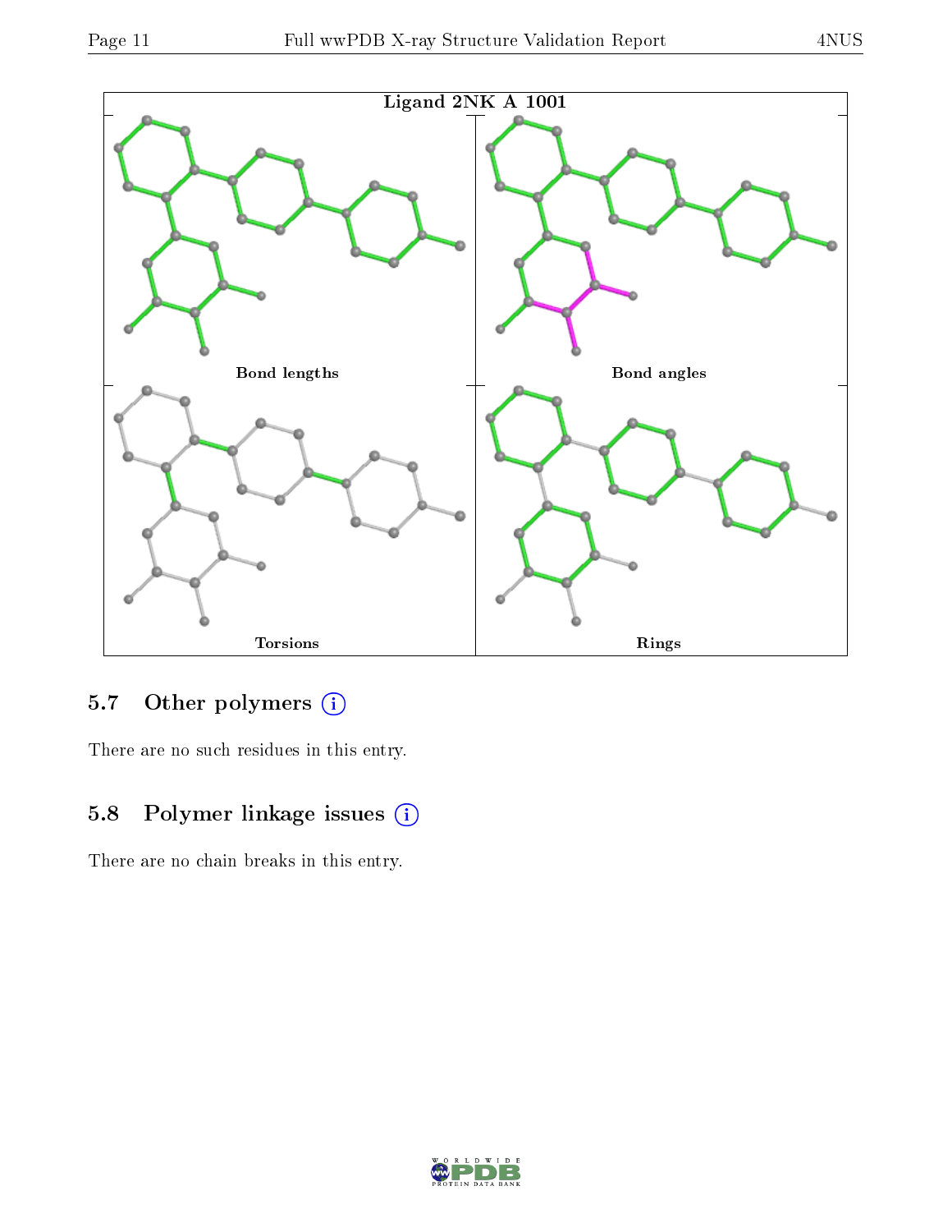Ligand 2NK A 1001

Bond lengths

Bond angles

Torsions

Rings

### 5.7 Other polymers

There are no such residues in this entry.

### 5.8 Polymer linkage issues

There are no chain breaks in this entry.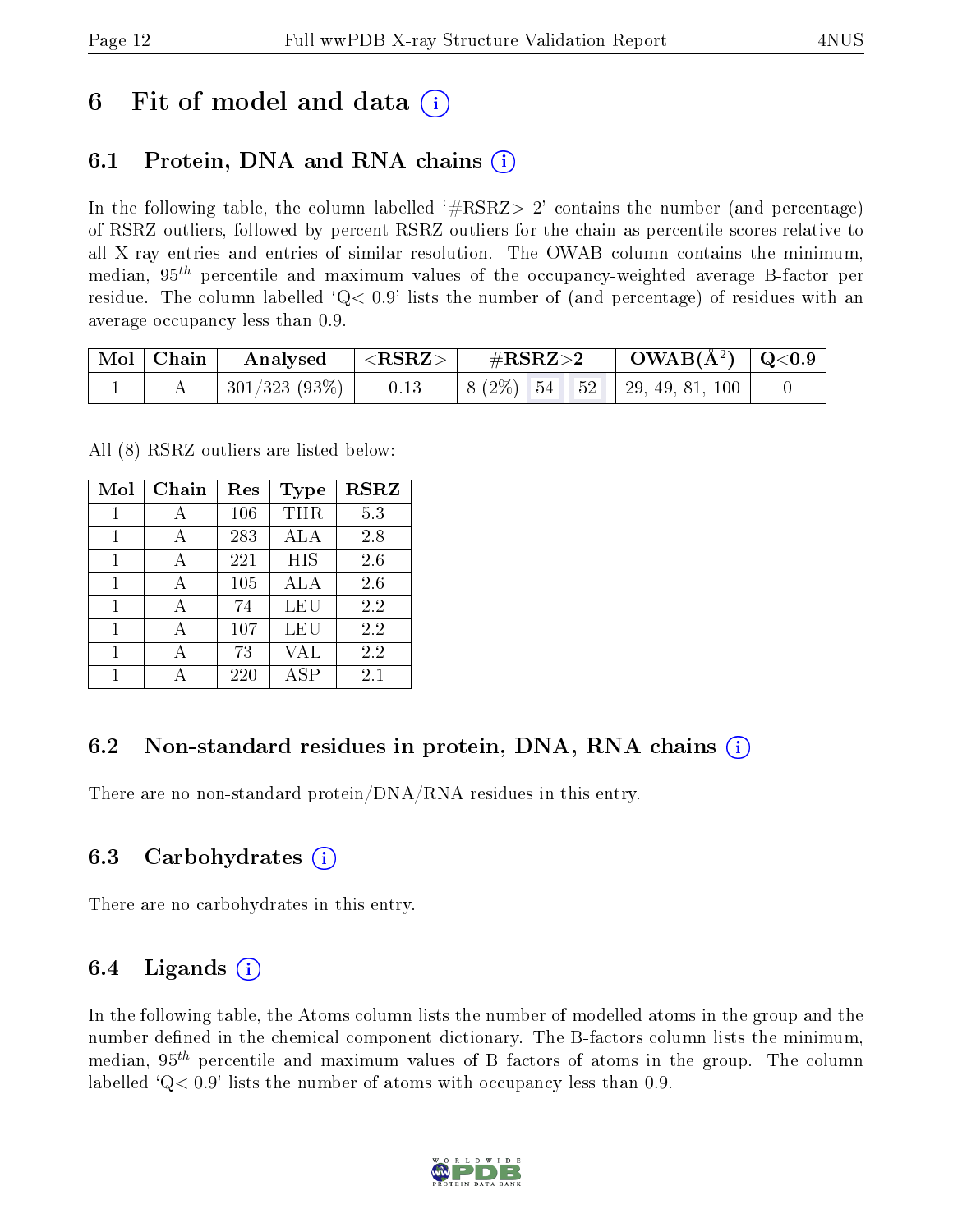# 6 Fit of model and data (i)

## 6.1 Protein, DNA and RNA chains (i)

In the following table, the column labelled '#RSRZ> 2' contains the number (and percentage) of RSRZ outliers, followed by percent RSRZ outliers for the chain as percentile scores relative to all X-ray entries and entries of similar resolution. The OWAB column contains the minimum, median, $95^{th}$ percentile and maximum values of the occupancy-weighted average B-factor per residue. The column labelled 'Q< 0.9' lists the number of (and percentage) of residues with an average occupancy less than 0.9.

| Mol | Chain | Analysed | <RSRZ> | #RSRZ>2 | | | OWAB(Å$^2$) | Q<0.9 |
|---|---|---|---|---|---|---|---|---|
| 1 | A | 301/323 (93%) | 0.13 | 8 (2%) | 54 | 52 | 29, 49, 81, 100 | 0 |

All (8) RSRZ outliers are listed below:

| Mol | Chain | Res | Type | RSRZ |
|---|---|---|---|---|
| 1 | A | 106 | THR | 5.3 |
| 1 | A | 283 | ALA | 2.8 |
| 1 | A | 221 | HIS | 2.6 |
| 1 | A | 105 | ALA | 2.6 |
| 1 | A | 74 | LEU | 2.2 |
| 1 | A | 107 | LEU | 2.2 |
| 1 | A | 73 | VAL | 2.2 |
| 1 | A | 220 | ASP | 2.1 |

## 6.2 Non-standard residues in protein, DNA, RNA chains (i)

There are no non-standard protein/DNA/RNA residues in this entry.

## 6.3 Carbohydrates (i)

There are no carbohydrates in this entry.

## 6.4 Ligands (i)

In the following table, the Atoms column lists the number of modelled atoms in the group and the number defined in the chemical component dictionary. The B-factors column lists the minimum, median, $95^{th}$ percentile and maximum values of B factors of atoms in the group. The column labelled 'Q< 0.9' lists the number of atoms with occupancy less than 0.9.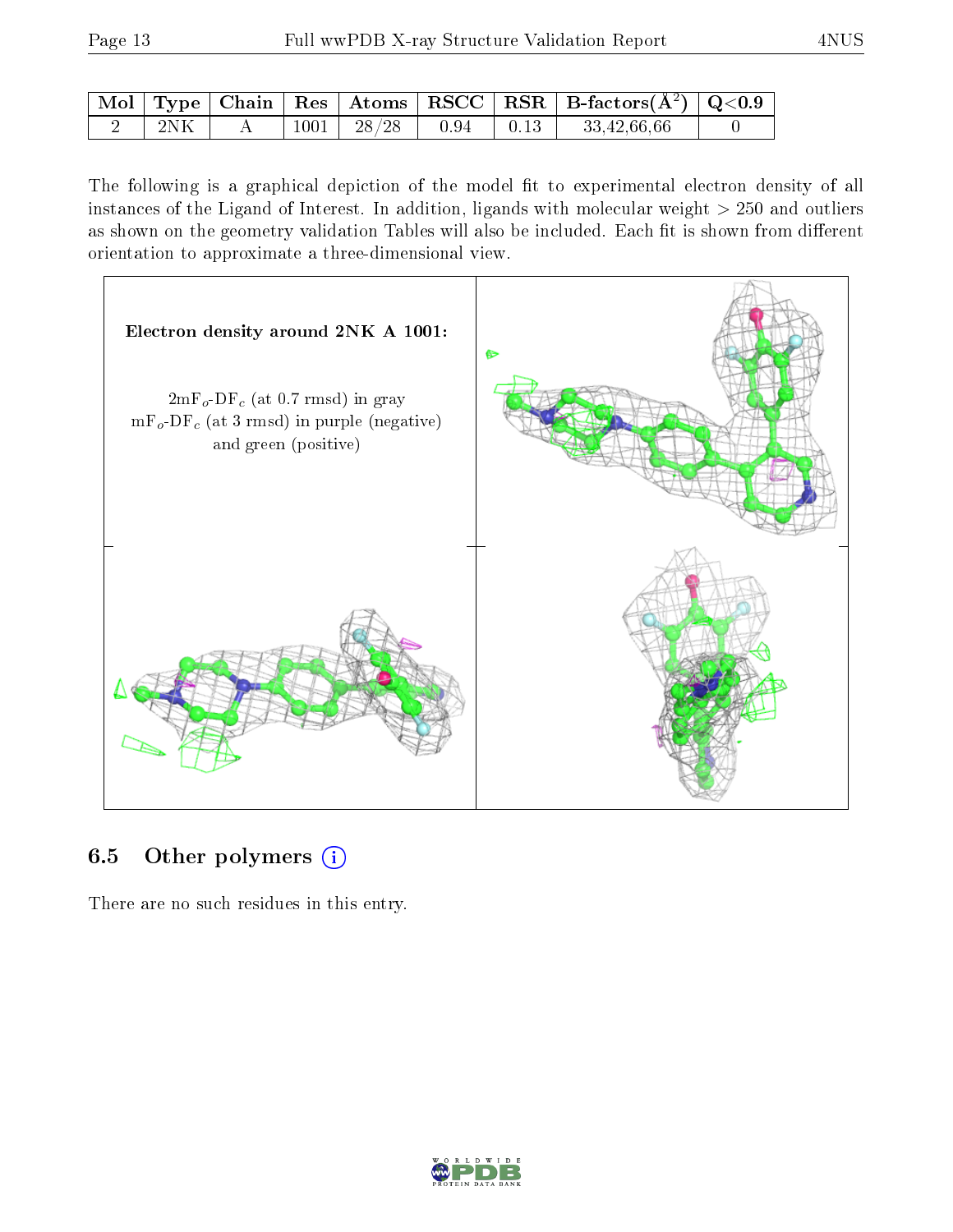| Mol | Type | Chain | Res | Atoms | RSCC | RSR | B-factors($Å^2$) | Q<0.9 |
|---|---|---|---|---|---|---|---|---|
| 2 | 2NK | A | 1001 | 28/28 | 0.94 | 0.13 | 33,42,66,66 | 0 |

The following is a graphical depiction of the model fit to experimental electron density of all instances of the Ligand of Interest. In addition, ligands with molecular weight > 250 and outliers as shown on the geometry validation Tables will also be included. Each fit is shown from different orientation to approximate a three-dimensional view.

**Electron density around 2NK A 1001:**

$2mF_o$-$DF_c$ (at 0.7 rmsd) in gray
$mF_o$-$DF_c$ (at 3 rmsd) in purple (negative) and green (positive)

## 6.5 Other polymers

There are no such residues in this entry.